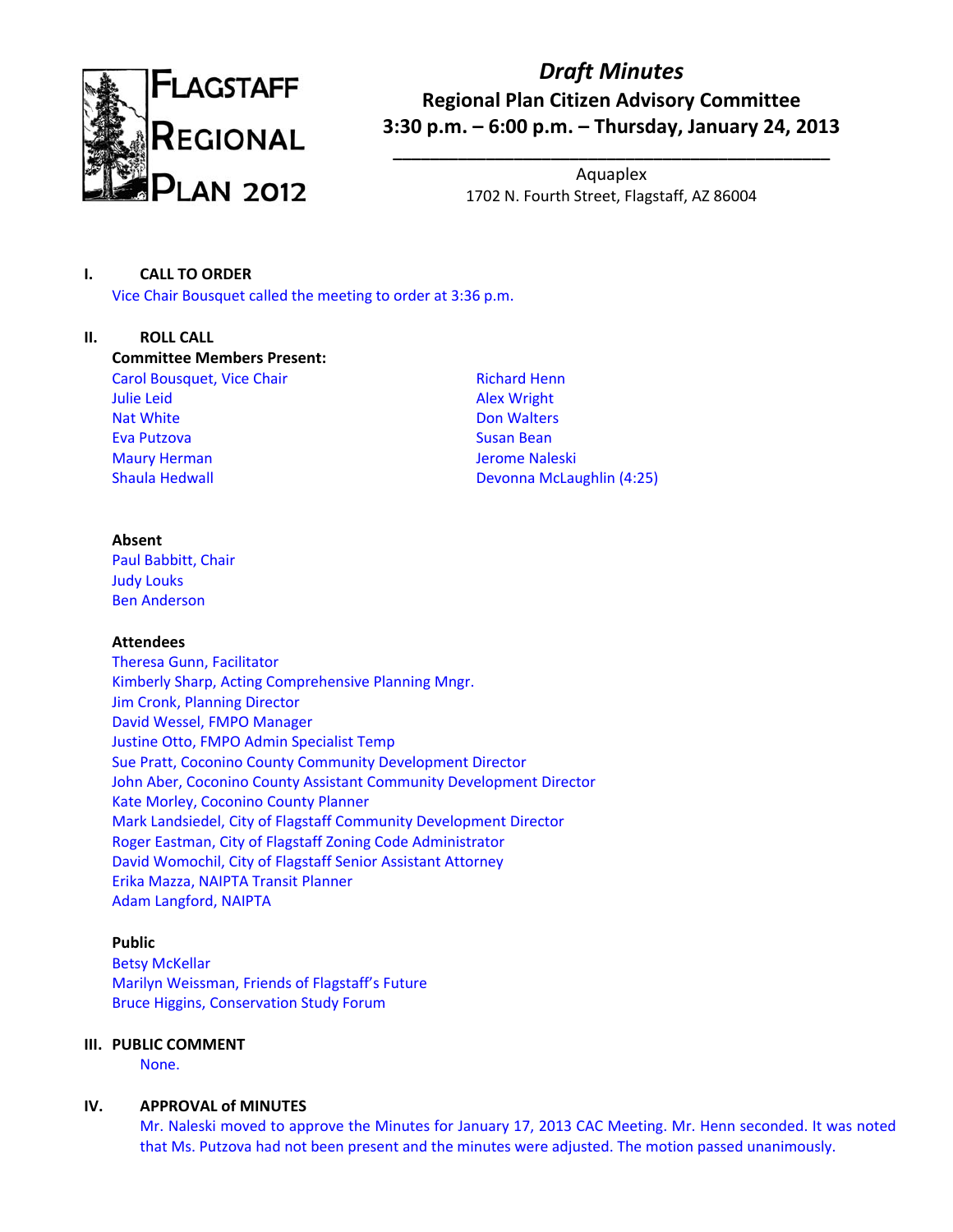# FLAGSTAFF REGIONAL PLAN 2012

## *Draft Minutes*

**Regional Plan Citizen Advisory Committee**
**3:30 p.m. – 6:00 p.m. – Thursday, January 24, 2013**

Aquaplex
1702 N. Fourth Street, Flagstaff, AZ 86004

### I. CALL TO ORDER

Vice Chair Bousquet called the meeting to order at 3:36 p.m.

### II. ROLL CALL

**Committee Members Present:**

Carol Bousquet, Vice Chair
Julie Leid
Nat White
Eva Putzova
Maury Herman
Shaula Hedwall
Richard Henn
Alex Wright
Don Walters
Susan Bean
Jerome Naleski
Devonna McLaughlin (4:25)

**Absent**

Paul Babbitt, Chair
Judy Louks
Ben Anderson

**Attendees**

Theresa Gunn, Facilitator
Kimberly Sharp, Acting Comprehensive Planning Mngr.
Jim Cronk, Planning Director
David Wessel, FMPO Manager
Justine Otto, FMPO Admin Specialist Temp
Sue Pratt, Coconino County Community Development Director
John Aber, Coconino County Assistant Community Development Director
Kate Morley, Coconino County Planner
Mark Landsiedel, City of Flagstaff Community Development Director
Roger Eastman, City of Flagstaff Zoning Code Administrator
David Womochil, City of Flagstaff Senior Assistant Attorney
Erika Mazza, NAIPTA Transit Planner
Adam Langford, NAIPTA

**Public**

Betsy McKellar
Marilyn Weissman, Friends of Flagstaff's Future
Bruce Higgins, Conservation Study Forum

### III. PUBLIC COMMENT

None.

### IV. APPROVAL of MINUTES

Mr. Naleski moved to approve the Minutes for January 17, 2013 CAC Meeting. Mr. Henn seconded. It was noted that Ms. Putzova had not been present and the minutes were adjusted. The motion passed unanimously.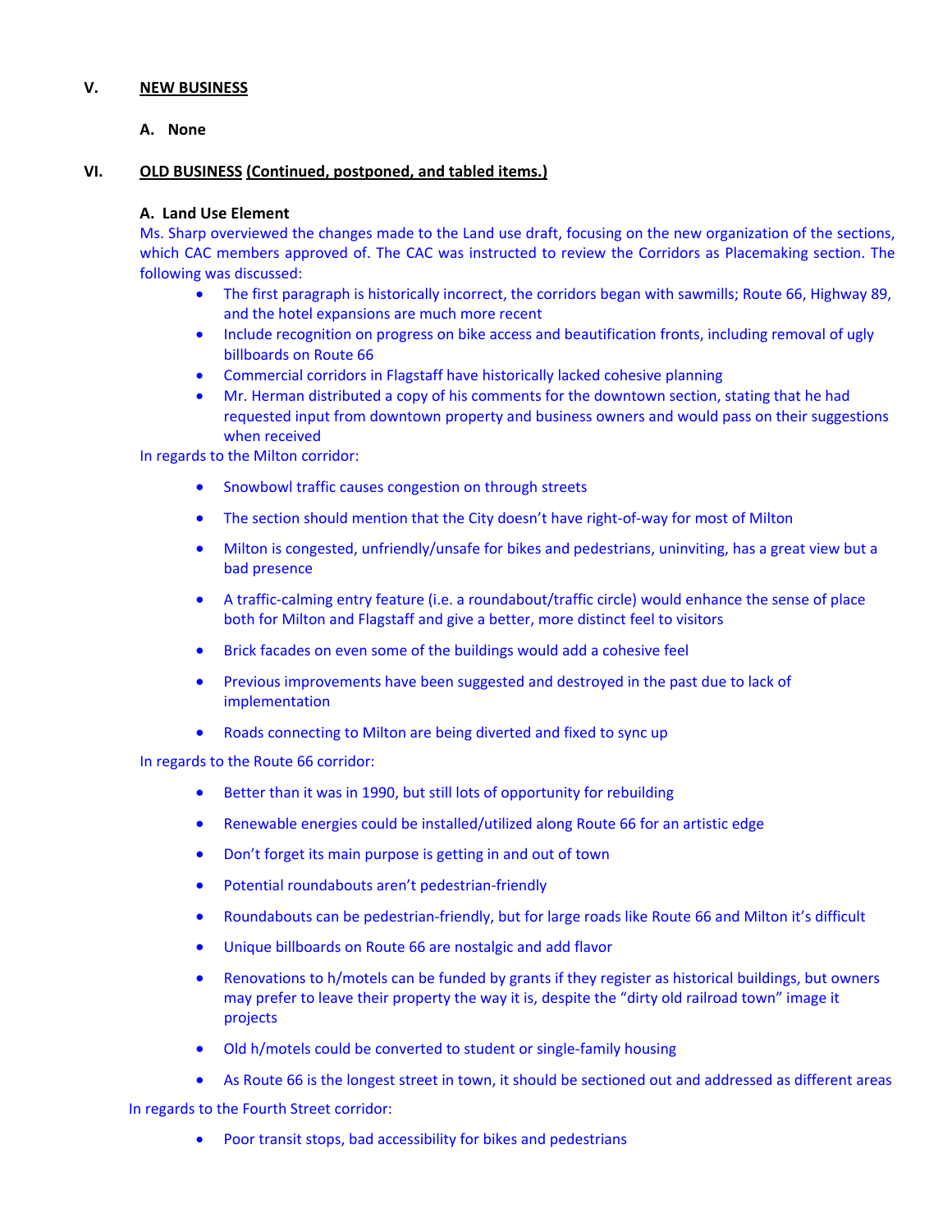## V. NEW BUSINESS

### A. None

## VI. OLD BUSINESS (Continued, postponed, and tabled items.)

### A. Land Use Element

Ms. Sharp overviewed the changes made to the Land use draft, focusing on the new organization of the sections, which CAC members approved of. The CAC was instructed to review the Corridors as Placemaking section. The following was discussed:

- The first paragraph is historically incorrect, the corridors began with sawmills; Route 66, Highway 89, and the hotel expansions are much more recent
- Include recognition on progress on bike access and beautification fronts, including removal of ugly billboards on Route 66
- Commercial corridors in Flagstaff have historically lacked cohesive planning
- Mr. Herman distributed a copy of his comments for the downtown section, stating that he had requested input from downtown property and business owners and would pass on their suggestions when received

In regards to the Milton corridor:

- Snowbowl traffic causes congestion on through streets
- The section should mention that the City doesn't have right-of-way for most of Milton
- Milton is congested, unfriendly/unsafe for bikes and pedestrians, uninviting, has a great view but a bad presence
- A traffic-calming entry feature (i.e. a roundabout/traffic circle) would enhance the sense of place both for Milton and Flagstaff and give a better, more distinct feel to visitors
- Brick facades on even some of the buildings would add a cohesive feel
- Previous improvements have been suggested and destroyed in the past due to lack of implementation
- Roads connecting to Milton are being diverted and fixed to sync up

In regards to the Route 66 corridor:

- Better than it was in 1990, but still lots of opportunity for rebuilding
- Renewable energies could be installed/utilized along Route 66 for an artistic edge
- Don't forget its main purpose is getting in and out of town
- Potential roundabouts aren't pedestrian-friendly
- Roundabouts can be pedestrian-friendly, but for large roads like Route 66 and Milton it's difficult
- Unique billboards on Route 66 are nostalgic and add flavor
- Renovations to h/motels can be funded by grants if they register as historical buildings, but owners may prefer to leave their property the way it is, despite the "dirty old railroad town" image it projects
- Old h/motels could be converted to student or single-family housing
- As Route 66 is the longest street in town, it should be sectioned out and addressed as different areas

In regards to the Fourth Street corridor:

- Poor transit stops, bad accessibility for bikes and pedestrians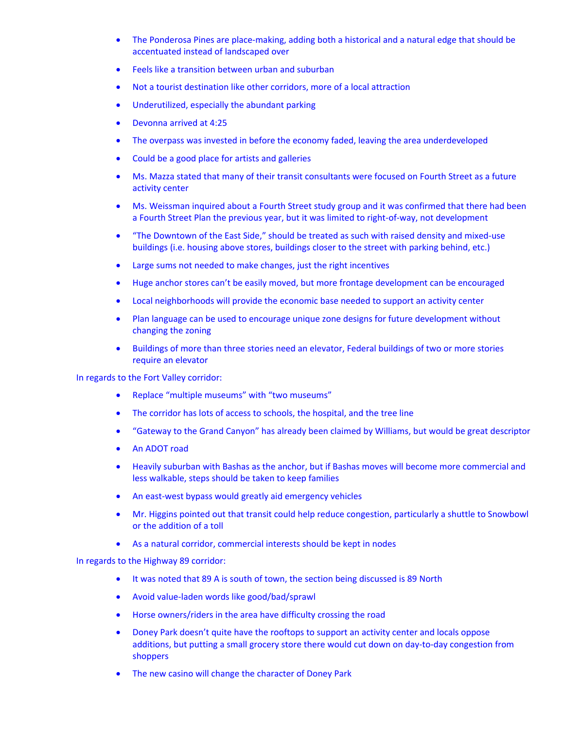- The Ponderosa Pines are place-making, adding both a historical and a natural edge that should be accentuated instead of landscaped over
- Feels like a transition between urban and suburban
- Not a tourist destination like other corridors, more of a local attraction
- Underutilized, especially the abundant parking
- Devonna arrived at 4:25
- The overpass was invested in before the economy faded, leaving the area underdeveloped
- Could be a good place for artists and galleries
- Ms. Mazza stated that many of their transit consultants were focused on Fourth Street as a future activity center
- Ms. Weissman inquired about a Fourth Street study group and it was confirmed that there had been a Fourth Street Plan the previous year, but it was limited to right-of-way, not development
- "The Downtown of the East Side," should be treated as such with raised density and mixed-use buildings (i.e. housing above stores, buildings closer to the street with parking behind, etc.)
- Large sums not needed to make changes, just the right incentives
- Huge anchor stores can't be easily moved, but more frontage development can be encouraged
- Local neighborhoods will provide the economic base needed to support an activity center
- Plan language can be used to encourage unique zone designs for future development without changing the zoning
- Buildings of more than three stories need an elevator, Federal buildings of two or more stories require an elevator

In regards to the Fort Valley corridor:

- Replace "multiple museums" with "two museums"
- The corridor has lots of access to schools, the hospital, and the tree line
- "Gateway to the Grand Canyon" has already been claimed by Williams, but would be great descriptor
- An ADOT road
- Heavily suburban with Bashas as the anchor, but if Bashas moves will become more commercial and less walkable, steps should be taken to keep families
- An east-west bypass would greatly aid emergency vehicles
- Mr. Higgins pointed out that transit could help reduce congestion, particularly a shuttle to Snowbowl or the addition of a toll
- As a natural corridor, commercial interests should be kept in nodes

In regards to the Highway 89 corridor:

- It was noted that 89 A is south of town, the section being discussed is 89 North
- Avoid value-laden words like good/bad/sprawl
- Horse owners/riders in the area have difficulty crossing the road
- Doney Park doesn't quite have the rooftops to support an activity center and locals oppose additions, but putting a small grocery store there would cut down on day-to-day congestion from shoppers
- The new casino will change the character of Doney Park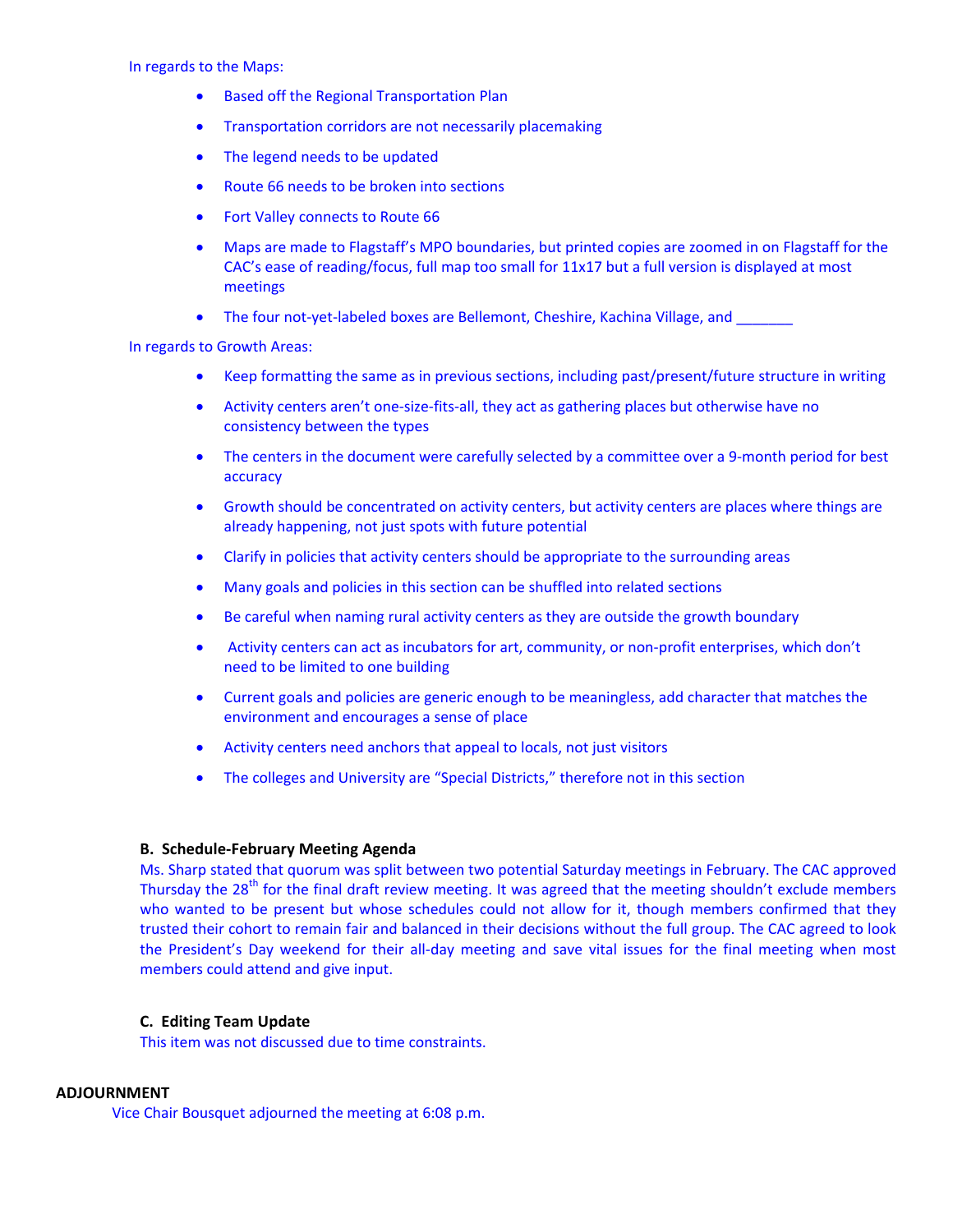In regards to the Maps:

- Based off the Regional Transportation Plan
- Transportation corridors are not necessarily placemaking
- The legend needs to be updated
- Route 66 needs to be broken into sections
- Fort Valley connects to Route 66
- Maps are made to Flagstaff's MPO boundaries, but printed copies are zoomed in on Flagstaff for the CAC's ease of reading/focus, full map too small for 11x17 but a full version is displayed at most meetings
- The four not-yet-labeled boxes are Bellemont, Cheshire, Kachina Village, and _______

In regards to Growth Areas:

- Keep formatting the same as in previous sections, including past/present/future structure in writing
- Activity centers aren't one-size-fits-all, they act as gathering places but otherwise have no consistency between the types
- The centers in the document were carefully selected by a committee over a 9-month period for best accuracy
- Growth should be concentrated on activity centers, but activity centers are places where things are already happening, not just spots with future potential
- Clarify in policies that activity centers should be appropriate to the surrounding areas
- Many goals and policies in this section can be shuffled into related sections
- Be careful when naming rural activity centers as they are outside the growth boundary
- Activity centers can act as incubators for art, community, or non-profit enterprises, which don't need to be limited to one building
- Current goals and policies are generic enough to be meaningless, add character that matches the environment and encourages a sense of place
- Activity centers need anchors that appeal to locals, not just visitors
- The colleges and University are "Special Districts," therefore not in this section

**B. Schedule-February Meeting Agenda**

Ms. Sharp stated that quorum was split between two potential Saturday meetings in February. The CAC approved Thursday the 28th for the final draft review meeting. It was agreed that the meeting shouldn't exclude members who wanted to be present but whose schedules could not allow for it, though members confirmed that they trusted their cohort to remain fair and balanced in their decisions without the full group. The CAC agreed to look the President's Day weekend for their all-day meeting and save vital issues for the final meeting when most members could attend and give input.

**C. Editing Team Update**

This item was not discussed due to time constraints.

**ADJOURNMENT**

Vice Chair Bousquet adjourned the meeting at 6:08 p.m.